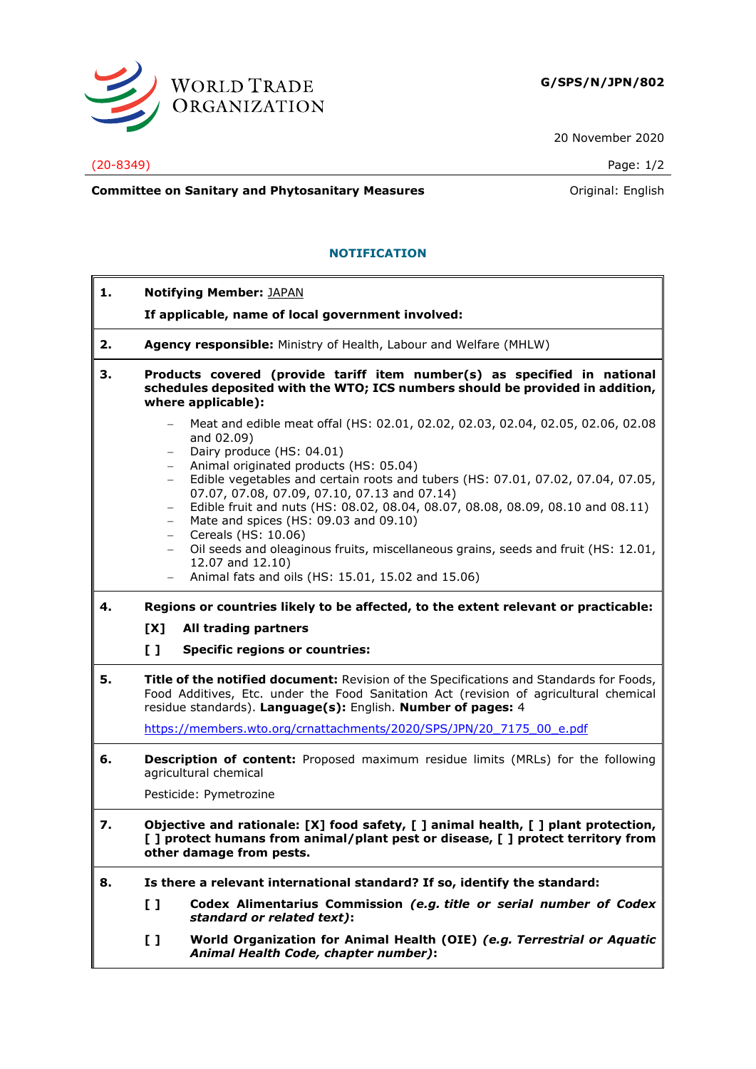**G/SPS/N/JPN/802**

20 November 2020

(20-8349)

**Committee on Sanitary and Phytosanitary Measures** Original: English

## NOTIFICATION

**1. Notifying Member:** JAPAN

**If applicable, name of local government involved:**

**2. Agency responsible:** Ministry of Health, Labour and Welfare (MHLW)

**3. Products covered (provide tariff item number(s) as specified in national schedules deposited with the WTO; ICS numbers should be provided in addition, where applicable):**

- Meat and edible meat offal (HS: 02.01, 02.02, 02.03, 02.04, 02.05, 02.06, 02.08 and 02.09)
- Dairy produce (HS: 04.01)
- Animal originated products (HS: 05.04)
- Edible vegetables and certain roots and tubers (HS: 07.01, 07.02, 07.04, 07.05, 07.07, 07.08, 07.09, 07.10, 07.13 and 07.14)
- Edible fruit and nuts (HS: 08.02, 08.04, 08.07, 08.08, 08.09, 08.10 and 08.11)
- Mate and spices (HS: 09.03 and 09.10)
- Cereals (HS: 10.06)
- Oil seeds and oleaginous fruits, miscellaneous grains, seeds and fruit (HS: 12.01, 12.07 and 12.10)
- Animal fats and oils (HS: 15.01, 15.02 and 15.06)

**4. Regions or countries likely to be affected, to the extent relevant or practicable:**

**[X] All trading partners**

**[ ] Specific regions or countries:**

**5. Title of the notified document:** Revision of the Specifications and Standards for Foods, Food Additives, Etc. under the Food Sanitation Act (revision of agricultural chemical residue standards). **Language(s):** English. **Number of pages:** 4

https://members.wto.org/crnattachments/2020/SPS/JPN/20_7175_00_e.pdf

**6. Description of content:** Proposed maximum residue limits (MRLs) for the following agricultural chemical

Pesticide: Pymetrozine

**7. Objective and rationale: [X] food safety, [ ] animal health, [ ] plant protection, [ ] protect humans from animal/plant pest or disease, [ ] protect territory from other damage from pests.**

**8. Is there a relevant international standard? If so, identify the standard:**

**[ ] Codex Alimentarius Commission** ***(e.g. title or serial number of Codex standard or related text)*****:**

**[ ] World Organization for Animal Health (OIE)** ***(e.g. Terrestrial or Aquatic Animal Health Code, chapter number)*****:**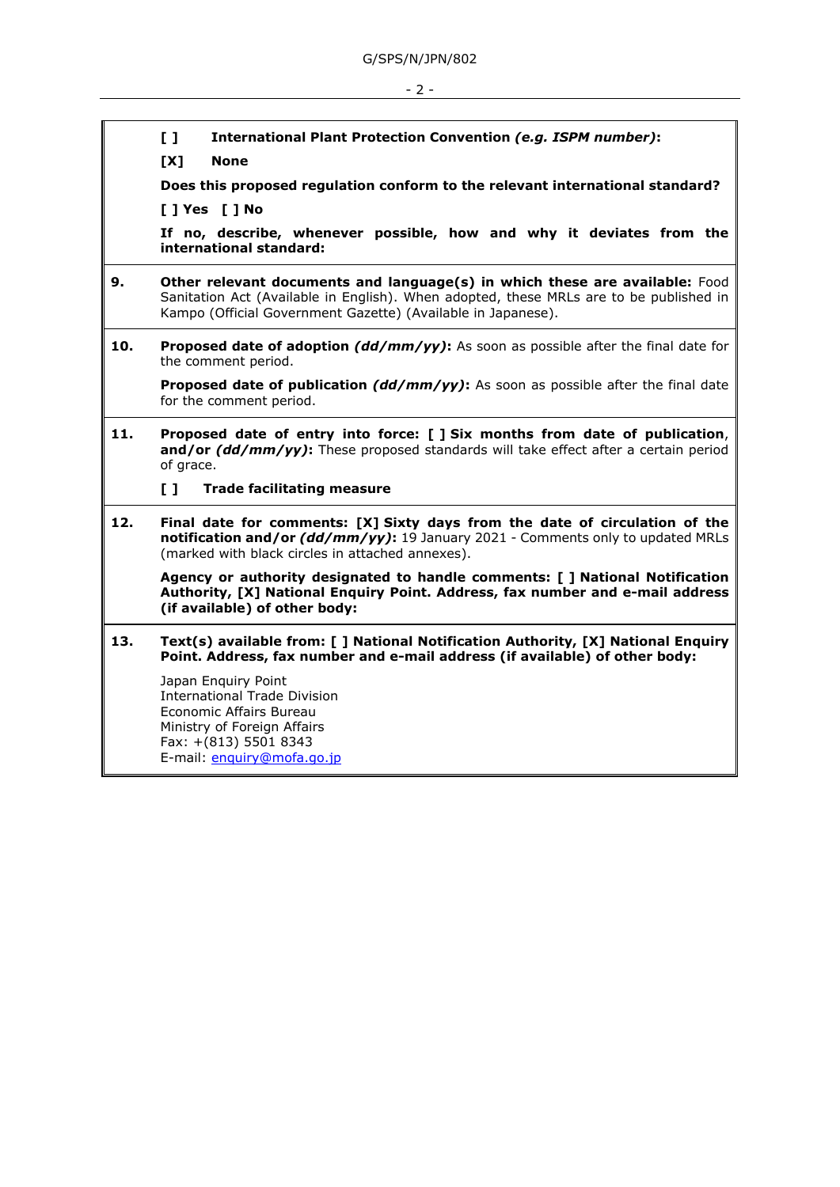**[ ] International Plant Protection Convention *(e.g. ISPM number)*:**

**[X] None**

**Does this proposed regulation conform to the relevant international standard?**

**[ ] Yes [ ] No**

**If no, describe, whenever possible, how and why it deviates from the international standard:**

**9. Other relevant documents and language(s) in which these are available:** Food Sanitation Act (Available in English). When adopted, these MRLs are to be published in Kampo (Official Government Gazette) (Available in Japanese).

**10. Proposed date of adoption *(dd/mm/yy)*:** As soon as possible after the final date for the comment period.

**Proposed date of publication *(dd/mm/yy)*:** As soon as possible after the final date for the comment period.

**11. Proposed date of entry into force: [ ] Six months from date of publication**, **and/or *(dd/mm/yy)*:** These proposed standards will take effect after a certain period of grace.

**[ ] Trade facilitating measure**

**12. Final date for comments: [X] Sixty days from the date of circulation of the notification and/or *(dd/mm/yy)*:** 19 January 2021 - Comments only to updated MRLs (marked with black circles in attached annexes).

**Agency or authority designated to handle comments: [ ] National Notification Authority, [X] National Enquiry Point. Address, fax number and e-mail address (if available) of other body:**

**13. Text(s) available from: [ ] National Notification Authority, [X] National Enquiry Point. Address, fax number and e-mail address (if available) of other body:**

Japan Enquiry Point
International Trade Division
Economic Affairs Bureau
Ministry of Foreign Affairs
Fax: +(813) 5501 8343
E-mail: enquiry@mofa.go.jp